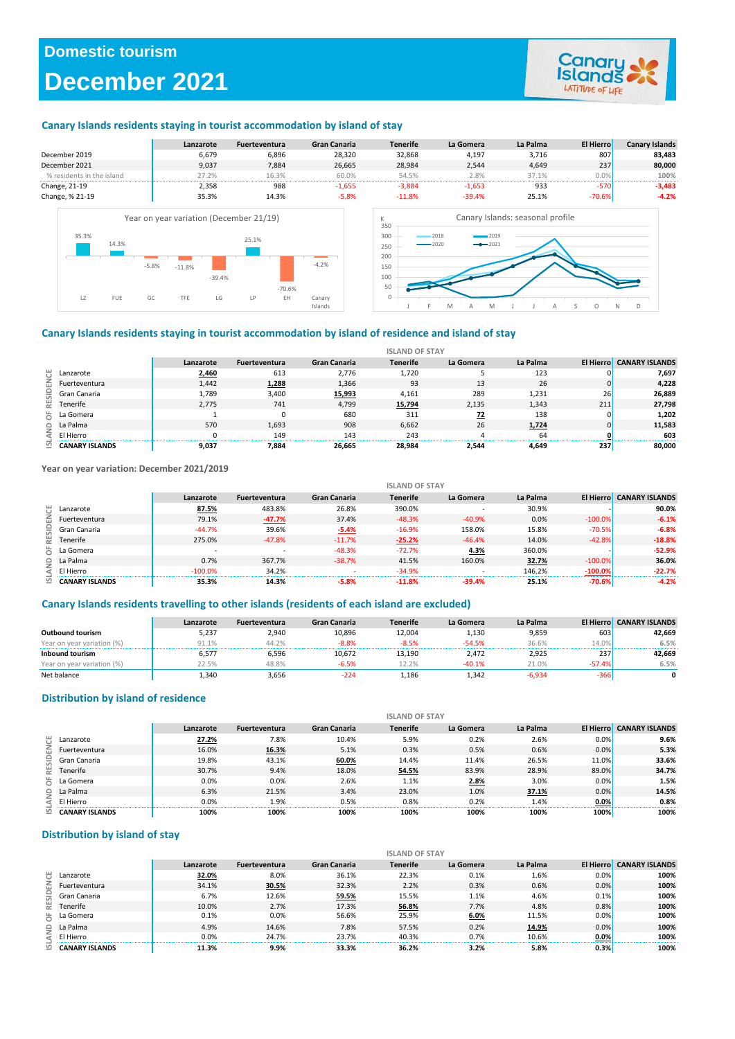# Domestic tourism

# December 2021

## Canary Islands residents staying in tourist accommodation by island of stay

| | Lanzarote | Fuerteventura | Gran Canaria | Tenerife | La Gomera | La Palma | El Hierro | Canary Islands |
|---|---|---|---|---|---|---|---|---|
| December 2019 | 6,679 | 6,896 | 28,320 | 32,868 | 4,197 | 3,716 | 807 | **83,483** |
| December 2021 | 9,037 | 7,884 | 26,665 | 28,984 | 2,544 | 4,649 | 237 | **80,000** |
| % residents in the island | 27.2% | 16.3% | 60.0% | 54.5% | 2.8% | 37.1% | 0.0% | 100% |
| Change, 21-19 | 2,358 | 988 | -1,655 | -3,884 | -1,653 | 933 | -570 | **-3,483** |
| Change, % 21-19 | 35.3% | 14.3% | -5.8% | -11.8% | -39.4% | 25.1% | -70.6% | **-4.2%** |

Year on year variation (December 21/19)

Canary Islands: seasonal profile

## Canary Islands residents staying in tourist accommodation by island of residence and island of stay

| ISLAND OF RESIDENCE | ISLAND OF STAY | | | | | | | |
|---|---|---|---|---|---|---|---|---|
| | Lanzarote | Fuerteventura | Gran Canaria | Tenerife | La Gomera | La Palma | El Hierro | CANARY ISLANDS |
| Lanzarote | **2,460** | 613 | 2,776 | 1,720 | 5 | 123 | 0 | **7,697** |
| Fuerteventura | 1,442 | **1,288** | 1,366 | 93 | 13 | 26 | 0 | **4,228** |
| Gran Canaria | 1,789 | 3,400 | **15,993** | 4,161 | 289 | 1,231 | 26 | **26,889** |
| Tenerife | 2,775 | 741 | 4,799 | **15,794** | 2,135 | 1,343 | 211 | **27,798** |
| La Gomera | 1 | 0 | 680 | 311 | **72** | 138 | 0 | **1,202** |
| La Palma | 570 | 1,693 | 908 | 6,662 | 26 | **1,724** | 0 | **11,583** |
| El Hierro | 0 | 149 | 143 | 243 | 4 | 64 | **0** | **603** |
| **CANARY ISLANDS** | **9,037** | **7,884** | **26,665** | **28,984** | **2,544** | **4,649** | **237** | **80,000** |

### Year on year variation: December 2021/2019

| ISLAND OF RESIDENCE | ISLAND OF STAY | | | | | | | |
|---|---|---|---|---|---|---|---|---|
| | Lanzarote | Fuerteventura | Gran Canaria | Tenerife | La Gomera | La Palma | El Hierro | CANARY ISLANDS |
| Lanzarote | **87.5%** | 483.8% | 26.8% | 390.0% | - | 30.9% | - | **90.0%** |
| Fuerteventura | 79.1% | **-47.7%** | 37.4% | -48.3% | -40.9% | 0.0% | -100.0% | **-6.1%** |
| Gran Canaria | -44.7% | 39.6% | **-5.4%** | -16.9% | 158.0% | 15.8% | -70.5% | **-6.8%** |
| Tenerife | 275.0% | -47.8% | -11.7% | **-25.2%** | -46.4% | 14.0% | -42.8% | **-18.8%** |
| La Gomera | - | - | -48.3% | -72.7% | **4.3%** | 360.0% | - | **-52.9%** |
| La Palma | 0.7% | 367.7% | -38.7% | 41.5% | 160.0% | **32.7%** | -100.0% | **36.0%** |
| El Hierro | -100.0% | 34.2% | - | -34.9% | - | 146.2% | **-100.0%** | **-22.7%** |
| **CANARY ISLANDS** | **35.3%** | **14.3%** | **-5.8%** | **-11.8%** | **-39.4%** | **25.1%** | **-70.6%** | **-4.2%** |

## Canary Islands residents travelling to other islands (residents of each island are excluded)

| | Lanzarote | Fuerteventura | Gran Canaria | Tenerife | La Gomera | La Palma | El Hierro | CANARY ISLANDS |
|---|---|---|---|---|---|---|---|---|
| **Outbound tourism** | 5,237 | 2,940 | 10,896 | 12,004 | 1,130 | 9,859 | 603 | **42,669** |
| Year on year variation (%) | 91.1% | 44.2% | -8.8% | -8.5% | -54.5% | 36.6% | 14.0% | 6.5% |
| **Inbound tourism** | 6,577 | 6,596 | 10,672 | 13,190 | 2,472 | 2,925 | 237 | **42,669** |
| Year on year variation (%) | 22.5% | 48.8% | -6.5% | 12.2% | -40.1% | 21.0% | -57.4% | 6.5% |
| Net balance | 1,340 | 3,656 | -224 | 1,186 | 1,342 | -6,934 | -366 | **0** |

## Distribution by island of residence

| ISLAND OF RESIDENCE | ISLAND OF STAY | | | | | | | |
|---|---|---|---|---|---|---|---|---|
| | Lanzarote | Fuerteventura | Gran Canaria | Tenerife | La Gomera | La Palma | El Hierro | CANARY ISLANDS |
| Lanzarote | **27.2%** | 7.8% | 10.4% | 5.9% | 0.2% | 2.6% | 0.0% | **9.6%** |
| Fuerteventura | 16.0% | **16.3%** | 5.1% | 0.3% | 0.5% | 0.6% | 0.0% | **5.3%** |
| Gran Canaria | 19.8% | 43.1% | **60.0%** | 14.4% | 11.4% | 26.5% | 11.0% | **33.6%** |
| Tenerife | 30.7% | 9.4% | 18.0% | **54.5%** | 83.9% | 28.9% | 89.0% | **34.7%** |
| La Gomera | 0.0% | 0.0% | 2.6% | 1.1% | **2.8%** | 3.0% | 0.0% | **1.5%** |
| La Palma | 6.3% | 21.5% | 3.4% | 23.0% | 1.0% | **37.1%** | 0.0% | **14.5%** |
| El Hierro | 0.0% | 1.9% | 0.5% | 0.8% | 0.2% | 1.4% | **0.0%** | **0.8%** |
| **CANARY ISLANDS** | **100%** | **100%** | **100%** | **100%** | **100%** | **100%** | **100%** | **100%** |

## Distribution by island of stay

| ISLAND OF RESIDENCE | ISLAND OF STAY | | | | | | | |
|---|---|---|---|---|---|---|---|---|
| | Lanzarote | Fuerteventura | Gran Canaria | Tenerife | La Gomera | La Palma | El Hierro | CANARY ISLANDS |
| Lanzarote | **32.0%** | 8.0% | 36.1% | 22.3% | 0.1% | 1.6% | 0.0% | **100%** |
| Fuerteventura | 34.1% | **30.5%** | 32.3% | 2.2% | 0.3% | 0.6% | 0.0% | **100%** |
| Gran Canaria | 6.7% | 12.6% | **59.5%** | 15.5% | 1.1% | 4.6% | 0.1% | **100%** |
| Tenerife | 10.0% | 2.7% | 17.3% | **56.8%** | 7.7% | 4.8% | 0.8% | **100%** |
| La Gomera | 0.1% | 0.0% | 56.6% | 25.9% | **6.0%** | 11.5% | 0.0% | **100%** |
| La Palma | 4.9% | 14.6% | 7.8% | 57.5% | 0.2% | **14.9%** | 0.0% | **100%** |
| El Hierro | 0.0% | 24.7% | 23.7% | 40.3% | 0.7% | 10.6% | **0.0%** | **100%** |
| **CANARY ISLANDS** | **11.3%** | **9.9%** | **33.3%** | **36.2%** | **3.2%** | **5.8%** | **0.3%** | **100%** |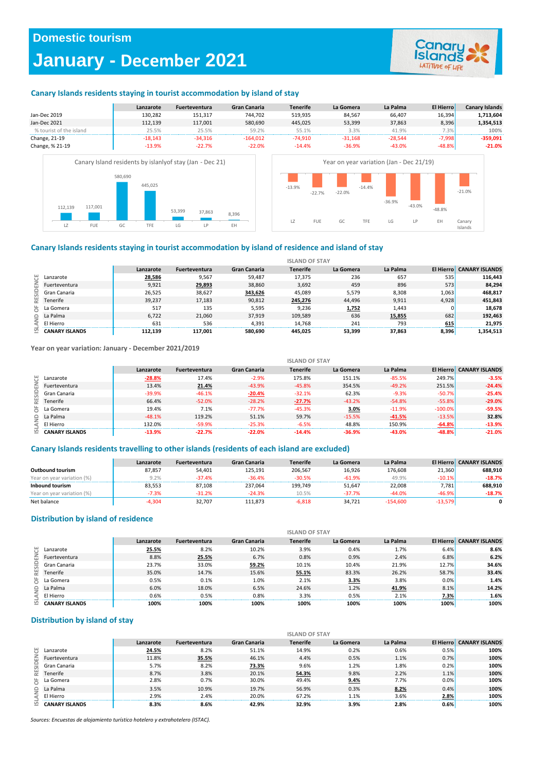# Domestic tourism

# January - December 2021

Canary Islands LATITUDE OF LIFE

## Canary Islands residents staying in tourist accommodation by island of stay

| | Lanzarote | Fuerteventura | Gran Canaria | Tenerife | La Gomera | La Palma | El Hierro | Canary Islands |
|---|---|---|---|---|---|---|---|---|
| Jan-Dec 2019 | 130,282 | 151,317 | 744,702 | 519,935 | 84,567 | 66,407 | 16,394 | **1,713,604** |
| Jan-Dec 2021 | 112,139 | 117,001 | 580,690 | 445,025 | 53,399 | 37,863 | 8,396 | **1,354,513** |
| % tourist of the island | 25.5% | 25.5% | 59.2% | 55.1% | 3.3% | 41.9% | 7.3% | 100% |
| Change, 21-19 | -18,143 | -34,316 | -164,012 | -74,910 | -31,168 | -28,544 | -7,998 | **-359,091** |
| Change, % 21-19 | -13.9% | -22.7% | -22.0% | -14.4% | -36.9% | -43.0% | -48.8% | **-21.0%** |

Canary Island residents by islanlyof stay (Jan - Dec 21)

112,139 117,001 580,690 445,025 53,399 37,863 8,396

LZ FUE GC TFE LG LP EH

Year on year variation (Jan - Dec 21/19)

-13.9% -22.7% -22.0% -14.4% -36.9% -43.0% -48.8% -21.0%

LZ FUE GC TFE LG LP EH Canary Islands

## Canary Islands residents staying in tourist accommodation by island of residence and island of stay

| ISLAND OF RESIDENCE | ISLAND OF STAY | | | | | | | |
|---|---|---|---|---|---|---|---|---|
| | Lanzarote | Fuerteventura | Gran Canaria | Tenerife | La Gomera | La Palma | El Hierro | CANARY ISLANDS |
| Lanzarote | **28,586** | 9,567 | 59,487 | 17,375 | 236 | 657 | 535 | **116,443** |
| Fuerteventura | 9,921 | **29,893** | 38,860 | 3,692 | 459 | 896 | 573 | **84,294** |
| Gran Canaria | 26,525 | 38,627 | **343,626** | 45,089 | 5,579 | 8,308 | 1,063 | **468,817** |
| Tenerife | 39,237 | 17,183 | 90,812 | **245,276** | 44,496 | 9,911 | 4,928 | **451,843** |
| La Gomera | 517 | 135 | 5,595 | 9,236 | **1,752** | 1,443 | 0 | **18,678** |
| La Palma | 6,722 | 21,060 | 37,919 | 109,589 | 636 | **15,855** | 682 | **192,463** |
| El Hierro | 631 | 536 | 4,391 | 14,768 | 241 | 793 | **615** | **21,975** |
| **CANARY ISLANDS** | **112,139** | **117,001** | **580,690** | **445,025** | **53,399** | **37,863** | **8,396** | **1,354,513** |

### Year on year variation: January - December 2021/2019

| ISLAND OF RESIDENCE | ISLAND OF STAY | | | | | | | |
|---|---|---|---|---|---|---|---|---|
| | Lanzarote | Fuerteventura | Gran Canaria | Tenerife | La Gomera | La Palma | El Hierro | CANARY ISLANDS |
| Lanzarote | **-28.8%** | 17.4% | -2.9% | 175.8% | 151.1% | -85.5% | 249.7% | **-3.5%** |
| Fuerteventura | 13.4% | **21.4%** | -43.9% | -45.8% | 354.5% | -49.2% | 251.5% | **-24.4%** |
| Gran Canaria | -39.9% | -46.1% | **-20.4%** | -32.1% | 62.3% | -9.3% | -50.7% | **-25.4%** |
| Tenerife | 66.4% | -52.0% | -28.2% | **-27.7%** | -43.2% | -54.8% | -55.8% | **-29.0%** |
| La Gomera | 19.4% | 7.1% | -77.7% | -45.3% | **3.0%** | -11.9% | -100.0% | **-59.5%** |
| La Palma | -48.1% | 119.2% | 51.1% | 59.7% | -15.5% | **-41.5%** | -13.5% | **32.8%** |
| El Hierro | 132.0% | -59.9% | -25.3% | -6.5% | 48.8% | 150.9% | **-64.8%** | **-13.9%** |
| **CANARY ISLANDS** | **-13.9%** | **-22.7%** | **-22.0%** | **-14.4%** | **-36.9%** | **-43.0%** | **-48.8%** | **-21.0%** |

## Canary Islands residents travelling to other islands (residents of each island are excluded)

| | Lanzarote | Fuerteventura | Gran Canaria | Tenerife | La Gomera | La Palma | El Hierro | CANARY ISLANDS |
|---|---|---|---|---|---|---|---|---|
| **Outbound tourism** | 87,857 | 54,401 | 125,191 | 206,567 | 16,926 | 176,608 | 21,360 | **688,910** |
| Year on year variation (%) | 9.2% | -37.4% | -36.4% | -30.5% | -61.9% | 49.9% | -10.1% | **-18.7%** |
| **Inbound tourism** | 83,553 | 87,108 | 237,064 | 199,749 | 51,647 | 22,008 | 7,781 | **688,910** |
| Year on year variation (%) | -7.3% | -31.2% | -24.3% | 10.5% | -37.7% | -44.0% | -46.9% | **-18.7%** |
| Net balance | -4,304 | 32,707 | 111,873 | -6,818 | 34,721 | -154,600 | -13,579 | **0** |

## Distribution by island of residence

| ISLAND OF RESIDENCE | ISLAND OF STAY | | | | | | | |
|---|---|---|---|---|---|---|---|---|
| | Lanzarote | Fuerteventura | Gran Canaria | Tenerife | La Gomera | La Palma | El Hierro | CANARY ISLANDS |
| Lanzarote | **25.5%** | 8.2% | 10.2% | 3.9% | 0.4% | 1.7% | 6.4% | **8.6%** |
| Fuerteventura | 8.8% | **25.5%** | 6.7% | 0.8% | 0.9% | 2.4% | 6.8% | **6.2%** |
| Gran Canaria | 23.7% | 33.0% | **59.2%** | 10.1% | 10.4% | 21.9% | 12.7% | **34.6%** |
| Tenerife | 35.0% | 14.7% | 15.6% | **55.1%** | 83.3% | 26.2% | 58.7% | **33.4%** |
| La Gomera | 0.5% | 0.1% | 1.0% | 2.1% | **3.3%** | 3.8% | 0.0% | **1.4%** |
| La Palma | 6.0% | 18.0% | 6.5% | 24.6% | 1.2% | **41.9%** | 8.1% | **14.2%** |
| El Hierro | 0.6% | 0.5% | 0.8% | 3.3% | 0.5% | 2.1% | **7.3%** | **1.6%** |
| **CANARY ISLANDS** | **100%** | **100%** | **100%** | **100%** | **100%** | **100%** | **100%** | **100%** |

## Distribution by island of stay

| ISLAND OF RESIDENCE | ISLAND OF STAY | | | | | | | |
|---|---|---|---|---|---|---|---|---|
| | Lanzarote | Fuerteventura | Gran Canaria | Tenerife | La Gomera | La Palma | El Hierro | CANARY ISLANDS |
| Lanzarote | **24.5%** | 8.2% | 51.1% | 14.9% | 0.2% | 0.6% | 0.5% | **100%** |
| Fuerteventura | 11.8% | **35.5%** | 46.1% | 4.4% | 0.5% | 1.1% | 0.7% | **100%** |
| Gran Canaria | 5.7% | 8.2% | **73.3%** | 9.6% | 1.2% | 1.8% | 0.2% | **100%** |
| Tenerife | 8.7% | 3.8% | 20.1% | **54.3%** | 9.8% | 2.2% | 1.1% | **100%** |
| La Gomera | 2.8% | 0.7% | 30.0% | 49.4% | **9.4%** | 7.7% | 0.0% | **100%** |
| La Palma | 3.5% | 10.9% | 19.7% | 56.9% | 0.3% | **8.2%** | 0.4% | **100%** |
| El Hierro | 2.9% | 2.4% | 20.0% | 67.2% | 1.1% | 3.6% | **2.8%** | **100%** |
| **CANARY ISLANDS** | **8.3%** | **8.6%** | **42.9%** | **32.9%** | **3.9%** | **2.8%** | **0.6%** | **100%** |

*Sources: Encuestas de alojamiento turístico hotelero y extrahotelero (ISTAC).*